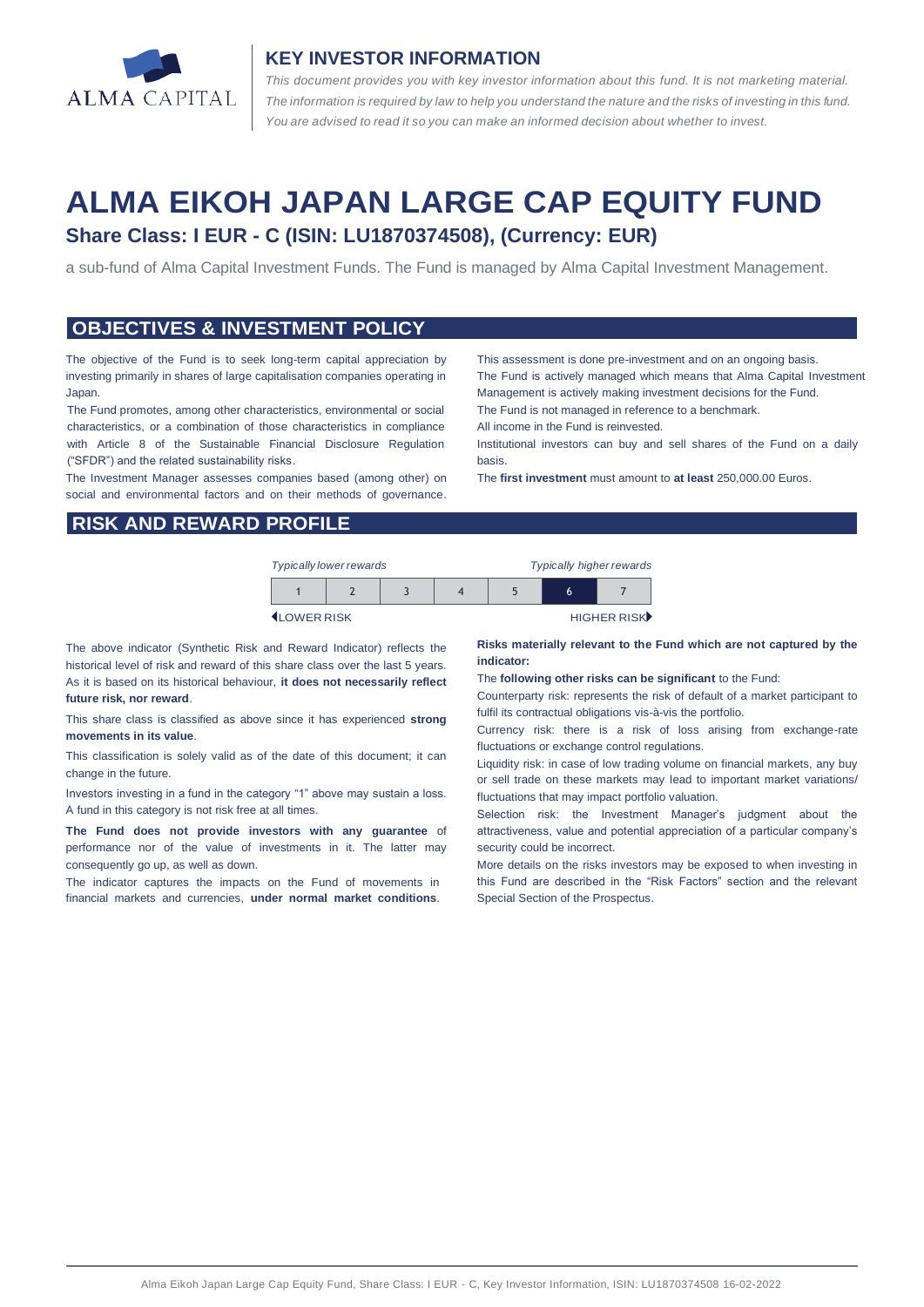## KEY INVESTOR INFORMATION

*This document provides you with key investor information about this fund. It is not marketing material. The information is required by law to help you understand the nature and the risks of investing in this fund. You are advised to read it so you can make an informed decision about whether to invest.*

# ALMA EIKOH JAPAN LARGE CAP EQUITY FUND

### Share Class: I EUR - C (ISIN: LU1870374508), (Currency: EUR)

a sub-fund of Alma Capital Investment Funds. The Fund is managed by Alma Capital Investment Management.

## OBJECTIVES & INVESTMENT POLICY

The objective of the Fund is to seek long-term capital appreciation by investing primarily in shares of large capitalisation companies operating in Japan.

The Fund promotes, among other characteristics, environmental or social characteristics, or a combination of those characteristics in compliance with Article 8 of the Sustainable Financial Disclosure Regulation ("SFDR") and the related sustainability risks.

The Investment Manager assesses companies based (among other) on social and environmental factors and on their methods of governance. This assessment is done pre-investment and on an ongoing basis.

The Fund is actively managed which means that Alma Capital Investment Management is actively making investment decisions for the Fund.

The Fund is not managed in reference to a benchmark.

All income in the Fund is reinvested.

Institutional investors can buy and sell shares of the Fund on a daily basis.

The **first investment** must amount to **at least** 250,000.00 Euros.

## RISK AND REWARD PROFILE

*Typically lower rewards* — *Typically higher rewards*

| 1 | 2 | 3 | 4 | 5 | **6** | 7 |
|---|---|---|---|---|---|---|

LOWER RISK — HIGHER RISK

The above indicator (Synthetic Risk and Reward Indicator) reflects the historical level of risk and reward of this share class over the last 5 years. As it is based on its historical behaviour, **it does not necessarily reflect future risk, nor reward**.

This share class is classified as above since it has experienced **strong movements in its value**.

This classification is solely valid as of the date of this document; it can change in the future.

Investors investing in a fund in the category "1" above may sustain a loss. A fund in this category is not risk free at all times.

**The Fund does not provide investors with any guarantee** of performance nor of the value of investments in it. The latter may consequently go up, as well as down.

The indicator captures the impacts on the Fund of movements in financial markets and currencies, **under normal market conditions**.

**Risks materially relevant to the Fund which are not captured by the indicator:**

The **following other risks can be significant** to the Fund:

Counterparty risk: represents the risk of default of a market participant to fulfil its contractual obligations vis-à-vis the portfolio.

Currency risk: there is a risk of loss arising from exchange-rate fluctuations or exchange control regulations.

Liquidity risk: in case of low trading volume on financial markets, any buy or sell trade on these markets may lead to important market variations/ fluctuations that may impact portfolio valuation.

Selection risk: the Investment Manager's judgment about the attractiveness, value and potential appreciation of a particular company's security could be incorrect.

More details on the risks investors may be exposed to when investing in this Fund are described in the "Risk Factors" section and the relevant Special Section of the Prospectus.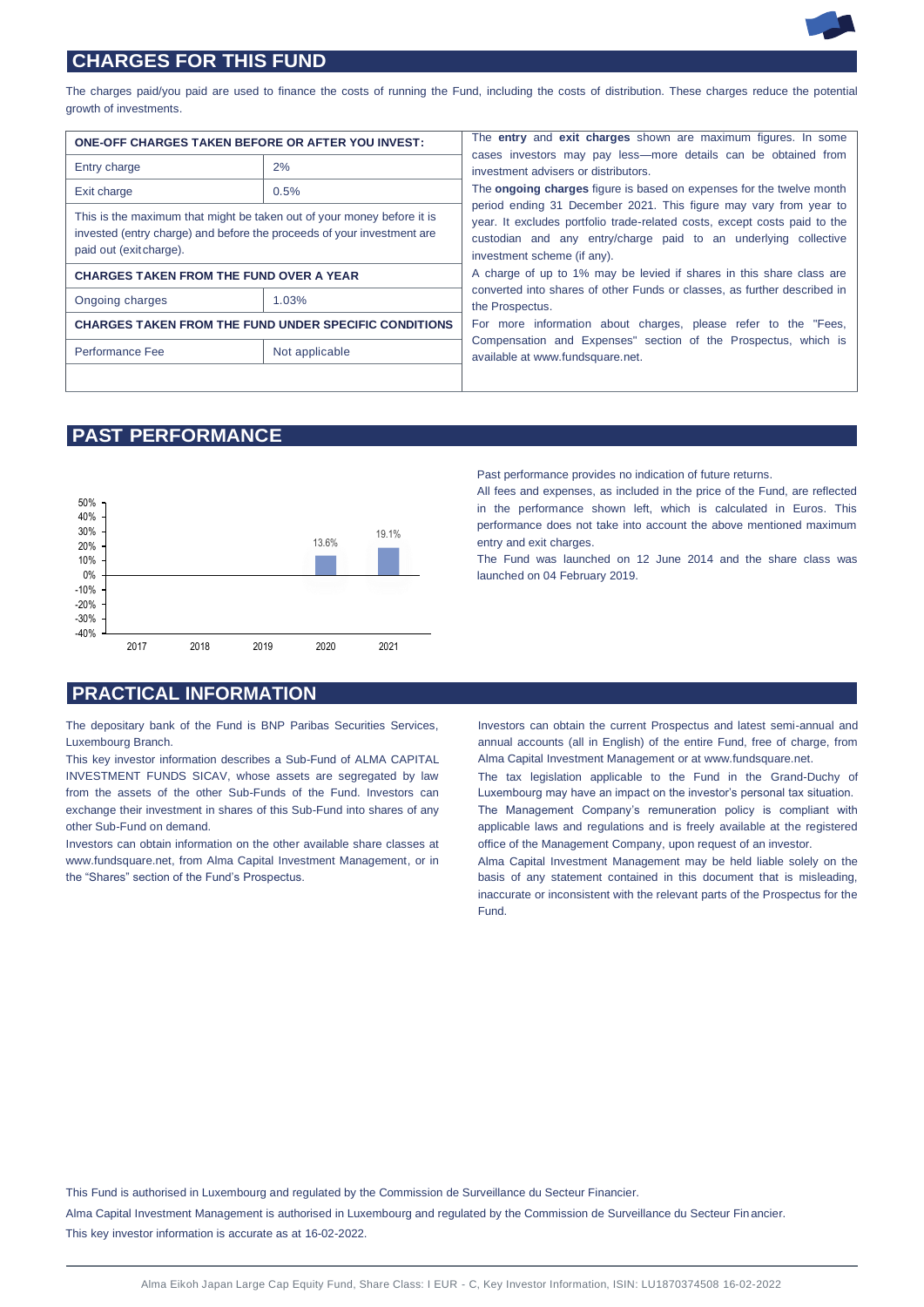## CHARGES FOR THIS FUND

The charges paid/you paid are used to finance the costs of running the Fund, including the costs of distribution. These charges reduce the potential growth of investments.

| ONE-OFF CHARGES TAKEN BEFORE OR AFTER YOU INVEST: | |
|---|---|
| Entry charge | 2% |
| Exit charge | 0.5% |
| This is the maximum that might be taken out of your money before it is invested (entry charge) and before the proceeds of your investment are paid out (exit charge). | |
| **CHARGES TAKEN FROM THE FUND OVER A YEAR** | |
| Ongoing charges | 1.03% |
| **CHARGES TAKEN FROM THE FUND UNDER SPECIFIC CONDITIONS** | |
| Performance Fee | Not applicable |

The **entry** and **exit charges** shown are maximum figures. In some cases investors may pay less—more details can be obtained from investment advisers or distributors.

The **ongoing charges** figure is based on expenses for the twelve month period ending 31 December 2021. This figure may vary from year to year. It excludes portfolio trade-related costs, except costs paid to the custodian and any entry/charge paid to an underlying collective investment scheme (if any).

A charge of up to 1% may be levied if shares in this share class are converted into shares of other Funds or classes, as further described in the Prospectus.

For more information about charges, please refer to the "Fees, Compensation and Expenses" section of the Prospectus, which is available at www.fundsquare.net.

## PAST PERFORMANCE

50%
40%
30%
20%
10%
0%
-10%
-20%
-30%
-40%

2017 2018 2019 2020 2021

13.6%
19.1%

Past performance provides no indication of future returns.

All fees and expenses, as included in the price of the Fund, are reflected in the performance shown left, which is calculated in Euros. This performance does not take into account the above mentioned maximum entry and exit charges.

The Fund was launched on 12 June 2014 and the share class was launched on 04 February 2019.

## PRACTICAL INFORMATION

The depositary bank of the Fund is BNP Paribas Securities Services, Luxembourg Branch.

This key investor information describes a Sub-Fund of ALMA CAPITAL INVESTMENT FUNDS SICAV, whose assets are segregated by law from the assets of the other Sub-Funds of the Fund. Investors can exchange their investment in shares of this Sub-Fund into shares of any other Sub-Fund on demand.

Investors can obtain information on the other available share classes at www.fundsquare.net, from Alma Capital Investment Management, or in the "Shares" section of the Fund's Prospectus.

Investors can obtain the current Prospectus and latest semi-annual and annual accounts (all in English) of the entire Fund, free of charge, from Alma Capital Investment Management or at www.fundsquare.net.

The tax legislation applicable to the Fund in the Grand-Duchy of Luxembourg may have an impact on the investor's personal tax situation.

The Management Company's remuneration policy is compliant with applicable laws and regulations and is freely available at the registered office of the Management Company, upon request of an investor.

Alma Capital Investment Management may be held liable solely on the basis of any statement contained in this document that is misleading, inaccurate or inconsistent with the relevant parts of the Prospectus for the Fund.

This Fund is authorised in Luxembourg and regulated by the Commission de Surveillance du Secteur Financier.

Alma Capital Investment Management is authorised in Luxembourg and regulated by the Commission de Surveillance du Secteur Financier.

This key investor information is accurate as at 16-02-2022.